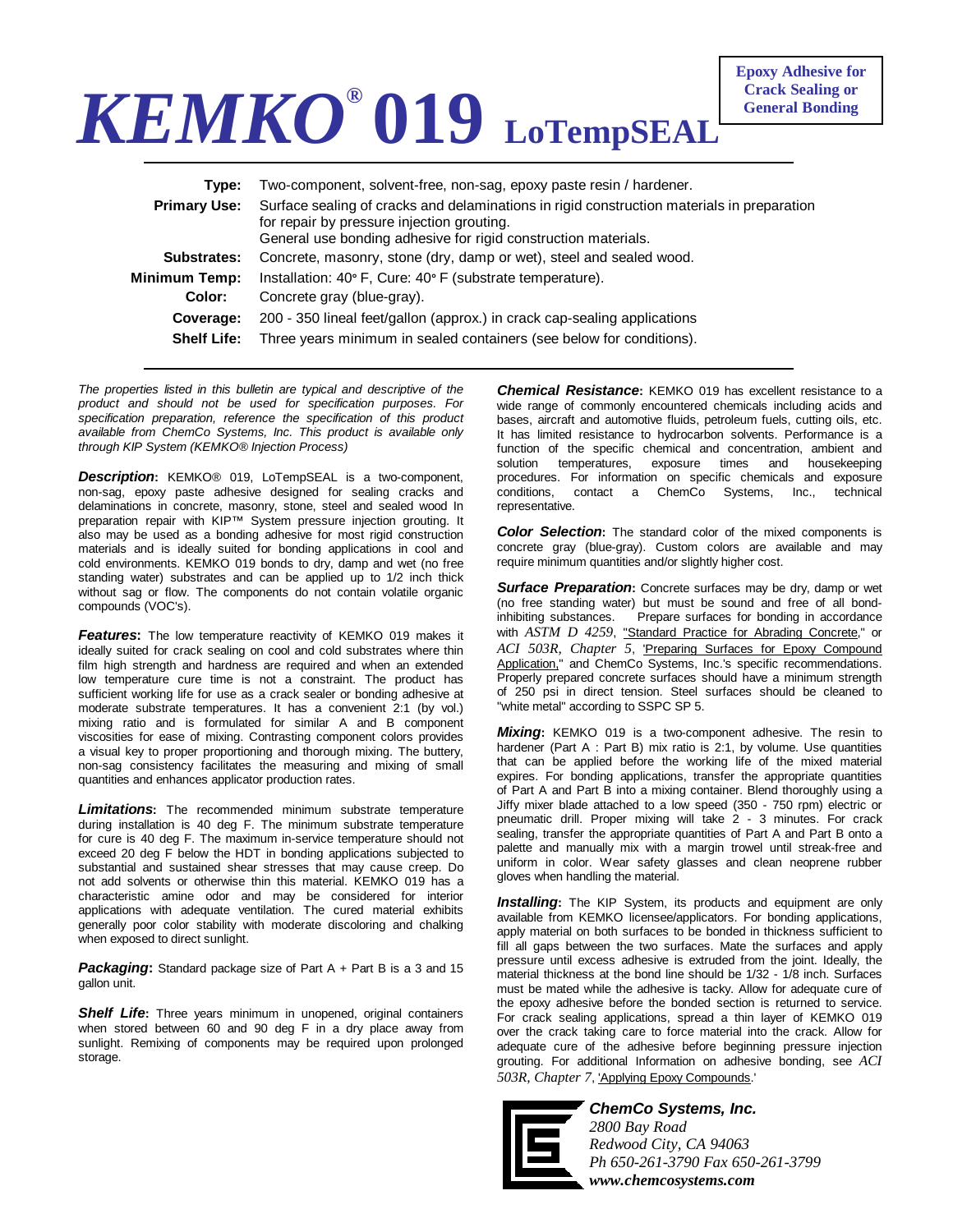# *KEMKO*® 019 LoTempSEAL

**Epoxy Adhesive for Crack Sealing or General Bonding**

| | |
|---|---|
| **Type:** | Two-component, solvent-free, non-sag, epoxy paste resin / hardener. |
| **Primary Use:** | Surface sealing of cracks and delaminations in rigid construction materials in preparation for repair by pressure injection grouting. General use bonding adhesive for rigid construction materials. |
| **Substrates:** | Concrete, masonry, stone (dry, damp or wet), steel and sealed wood. |
| **Minimum Temp:** | Installation: 40° F, Cure: 40° F (substrate temperature). |
| **Color:** | Concrete gray (blue-gray). |
| **Coverage:** | 200 - 350 lineal feet/gallon (approx.) in crack cap-sealing applications |
| **Shelf Life:** | Three years minimum in sealed containers (see below for conditions). |

*The properties listed in this bulletin are typical and descriptive of the product and should not be used for specification purposes. For specification preparation, reference the specification of this product available from ChemCo Systems, Inc. This product is available only through KIP System (KEMKO® Injection Process)*

***Description*:** KEMKO® 019, LoTempSEAL is a two-component, non-sag, epoxy paste adhesive designed for sealing cracks and delaminations in concrete, masonry, stone, steel and sealed wood In preparation repair with KIP™ System pressure injection grouting. It also may be used as a bonding adhesive for most rigid construction materials and is ideally suited for bonding applications in cool and cold environments. KEMKO 019 bonds to dry, damp and wet (no free standing water) substrates and can be applied up to 1/2 inch thick without sag or flow. The components do not contain volatile organic compounds (VOC's).

***Features*:** The low temperature reactivity of KEMKO 019 makes it ideally suited for crack sealing on cool and cold substrates where thin film high strength and hardness are required and when an extended low temperature cure time is not a constraint. The product has sufficient working life for use as a crack sealer or bonding adhesive at moderate substrate temperatures. It has a convenient 2:1 (by vol.) mixing ratio and is formulated for similar A and B component viscosities for ease of mixing. Contrasting component colors provides a visual key to proper proportioning and thorough mixing. The buttery, non-sag consistency facilitates the measuring and mixing of small quantities and enhances applicator production rates.

***Limitations*:** The recommended minimum substrate temperature during installation is 40 deg F. The minimum substrate temperature for cure is 40 deg F. The maximum in-service temperature should not exceed 20 deg F below the HDT in bonding applications subjected to substantial and sustained shear stresses that may cause creep. Do not add solvents or otherwise thin this material. KEMKO 019 has a characteristic amine odor and may be considered for interior applications with adequate ventilation. The cured material exhibits generally poor color stability with moderate discoloring and chalking when exposed to direct sunlight.

***Packaging*:** Standard package size of Part A + Part B is a 3 and 15 gallon unit.

***Shelf Life*:** Three years minimum in unopened, original containers when stored between 60 and 90 deg F in a dry place away from sunlight. Remixing of components may be required upon prolonged storage.

***Chemical Resistance*:** KEMKO 019 has excellent resistance to a wide range of commonly encountered chemicals including acids and bases, aircraft and automotive fluids, petroleum fuels, cutting oils, etc. It has limited resistance to hydrocarbon solvents. Performance is a function of the specific chemical and concentration, ambient and solution temperatures, exposure times and housekeeping procedures. For information on specific chemicals and exposure conditions, contact a ChemCo Systems, Inc., technical representative.

***Color Selection*:** The standard color of the mixed components is concrete gray (blue-gray). Custom colors are available and may require minimum quantities and/or slightly higher cost.

***Surface Preparation*:** Concrete surfaces may be dry, damp or wet (no free standing water) but must be sound and free of all bond-inhibiting substances. Prepare surfaces for bonding in accordance with *ASTM D 4259*, "Standard Practice for Abrading Concrete," or *ACI 503R, Chapter 5*, 'Preparing Surfaces for Epoxy Compound Application," and ChemCo Systems, Inc.'s specific recommendations. Properly prepared concrete surfaces should have a minimum strength of 250 psi in direct tension. Steel surfaces should be cleaned to "white metal" according to SSPC SP 5.

***Mixing*:** KEMKO 019 is a two-component adhesive. The resin to hardener (Part A : Part B) mix ratio is 2:1, by volume. Use quantities that can be applied before the working life of the mixed material expires. For bonding applications, transfer the appropriate quantities of Part A and Part B into a mixing container. Blend thoroughly using a Jiffy mixer blade attached to a low speed (350 - 750 rpm) electric or pneumatic drill. Proper mixing will take 2 - 3 minutes. For crack sealing, transfer the appropriate quantities of Part A and Part B onto a palette and manually mix with a margin trowel until streak-free and uniform in color. Wear safety glasses and clean neoprene rubber gloves when handling the material.

***Installing*:** The KIP System, its products and equipment are only available from KEMKO licensee/applicators. For bonding applications, apply material on both surfaces to be bonded in thickness sufficient to fill all gaps between the two surfaces. Mate the surfaces and apply pressure until excess adhesive is extruded from the joint. Ideally, the material thickness at the bond line should be 1/32 - 1/8 inch. Surfaces must be mated while the adhesive is tacky. Allow for adequate cure of the epoxy adhesive before the bonded section is returned to service. For crack sealing applications, spread a thin layer of KEMKO 019 over the crack taking care to force material into the crack. Allow for adequate cure of the adhesive before beginning pressure injection grouting. For additional Information on adhesive bonding, see *ACI 503R, Chapter 7*, 'Applying Epoxy Compounds.'

***ChemCo Systems, Inc.***
*2800 Bay Road*
*Redwood City, CA 94063*
*Ph 650-261-3790 Fax 650-261-3799*
***www.chemcosystems.com***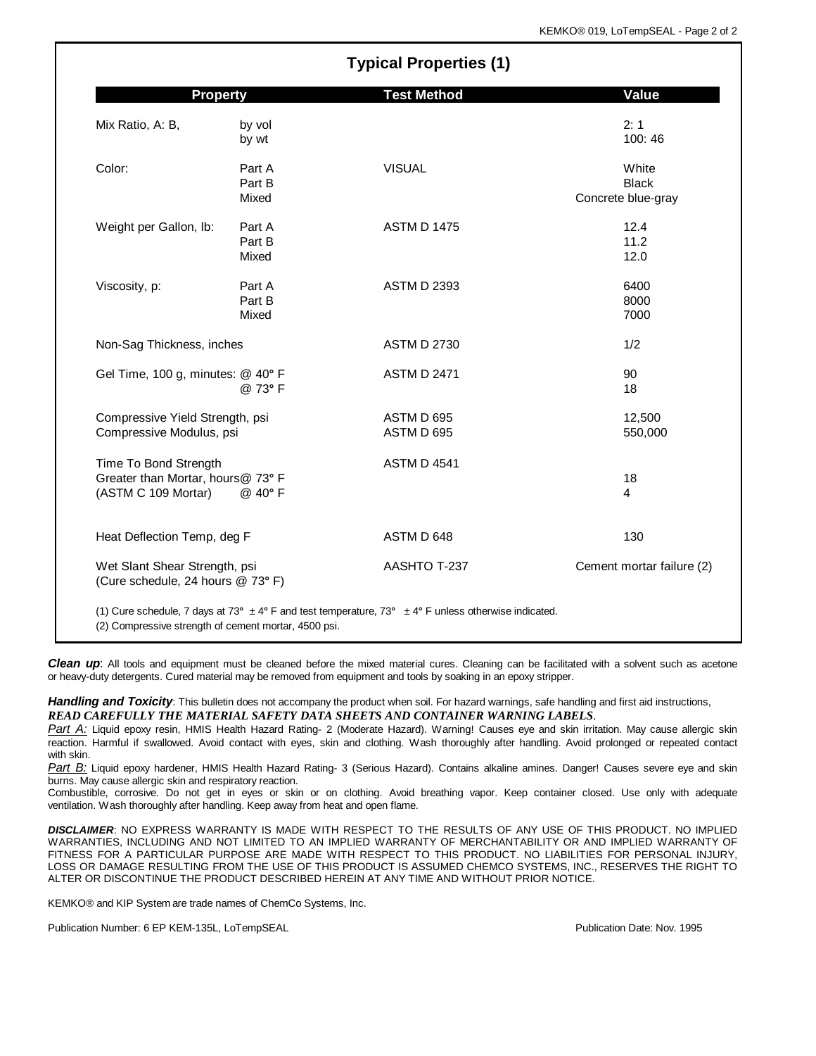## Typical Properties (1)

| Property | | Test Method | Value |
|---|---|---|---|
| Mix Ratio, A: B, | by vol | | 2: 1 |
| | by wt | | 100: 46 |
| Color: | Part A | VISUAL | White |
| | Part B | | Black |
| | Mixed | | Concrete blue-gray |
| Weight per Gallon, lb: | Part A | ASTM D 1475 | 12.4 |
| | Part B | | 11.2 |
| | Mixed | | 12.0 |
| Viscosity, p: | Part A | ASTM D 2393 | 6400 |
| | Part B | | 8000 |
| | Mixed | | 7000 |
| Non-Sag Thickness, inches | | ASTM D 2730 | 1/2 |
| Gel Time, 100 g, minutes: | @ 40° F | ASTM D 2471 | 90 |
| | @ 73° F | | 18 |
| Compressive Yield Strength, psi | | ASTM D 695 | 12,500 |
| Compressive Modulus, psi | | ASTM D 695 | 550,000 |
| Time To Bond Strength Greater than Mortar, hours | @ 73° F | ASTM D 4541 | 18 |
| (ASTM C 109 Mortar) | @ 40° F | | 4 |
| Heat Deflection Temp, deg F | | ASTM D 648 | 130 |
| Wet Slant Shear Strength, psi (Cure schedule, 24 hours @ 73° F) | | AASHTO T-237 | Cement mortar failure (2) |

(1) Cure schedule, 7 days at 73° ± 4° F and test temperature, 73° ± 4° F unless otherwise indicated.
(2) Compressive strength of cement mortar, 4500 psi.

***Clean up***: All tools and equipment must be cleaned before the mixed material cures. Cleaning can be facilitated with a solvent such as acetone or heavy-duty detergents. Cured material may be removed from equipment and tools by soaking in an epoxy stripper.

***Handling and Toxicity***: This bulletin does not accompany the product when soil. For hazard warnings, safe handling and first aid instructions, ***READ CAREFULLY THE MATERIAL SAFETY DATA SHEETS AND CONTAINER WARNING LABELS***.

*Part A:* Liquid epoxy resin, HMIS Health Hazard Rating- 2 (Moderate Hazard). Warning! Causes eye and skin irritation. May cause allergic skin reaction. Harmful if swallowed. Avoid contact with eyes, skin and clothing. Wash thoroughly after handling. Avoid prolonged or repeated contact with skin.

*Part B:* Liquid epoxy hardener, HMIS Health Hazard Rating- 3 (Serious Hazard). Contains alkaline amines. Danger! Causes severe eye and skin burns. May cause allergic skin and respiratory reaction.

Combustible, corrosive. Do not get in eyes or skin or on clothing. Avoid breathing vapor. Keep container closed. Use only with adequate ventilation. Wash thoroughly after handling. Keep away from heat and open flame.

***DISCLAIMER***: NO EXPRESS WARRANTY IS MADE WITH RESPECT TO THE RESULTS OF ANY USE OF THIS PRODUCT. NO IMPLIED WARRANTIES, INCLUDING AND NOT LIMITED TO AN IMPLIED WARRANTY OF MERCHANTABILITY OR AND IMPLIED WARRANTY OF FITNESS FOR A PARTICULAR PURPOSE ARE MADE WITH RESPECT TO THIS PRODUCT. NO LIABILITIES FOR PERSONAL INJURY, LOSS OR DAMAGE RESULTING FROM THE USE OF THIS PRODUCT IS ASSUMED CHEMCO SYSTEMS, INC., RESERVES THE RIGHT TO ALTER OR DISCONTINUE THE PRODUCT DESCRIBED HEREIN AT ANY TIME AND WITHOUT PRIOR NOTICE.

KEMKO® and KIP System are trade names of ChemCo Systems, Inc.

Publication Number: 6 EP KEM-135L, LoTempSEAL

Publication Date: Nov. 1995